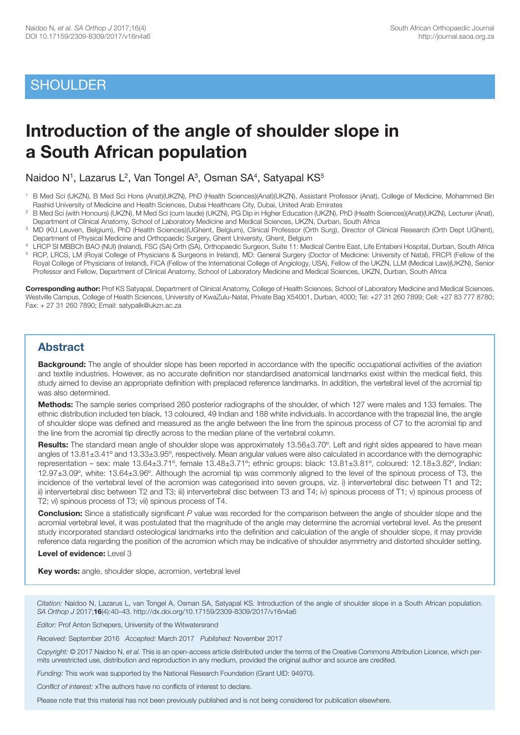## SHOULDER

# Introduction of the angle of shoulder slope in a South African population

Naidoo N[1], Lazarus L[2], Van Tongel A[3], Osman SA[4], Satyapal KS[5]

[1] B Med Sci (UKZN), B Med Sci Hons (Anat)(UKZN), PhD (Health Sciences)(Anat)(UKZN), Assistant Professor (Anat), College of Medicine, Mohammed Bin Rashid University of Medicine and Health Sciences, Dubai Healthcare City, Dubai, United Arab Emirates

[2] B Med Sci (with Honours) (UKZN), M Med Sci (cum laude) (UKZN), PG Dip in Higher Education (UKZN), PhD (Health Sciences)(Anat)(UKZN), Lecturer (Anat), Department of Clinical Anatomy, School of Laboratory Medicine and Medical Sciences, UKZN, Durban, South Africa

[3] MD (KU Leuven, Belgium), PhD (Health Sciences)(UGhent, Belgium), Clinical Professor (Orth Surg), Director of Clinical Research (Orth Dept UGhent), Department of Physical Medicine and Orthopaedic Surgery, Ghent University, Ghent, Belgium

[4] LRCP SI MBBCh BAO (NUI) (Ireland), FSC (SA) Orth (SA), Orthopaedic Surgeon, Suite 11: Medical Centre East, Life Entabeni Hospital, Durban, South Africa

[5] RCP, LRCS, LM (Royal College of Physicians & Surgeons in Ireland), MD: General Surgery (Doctor of Medicine: University of Natal), FRCPI (Fellow of the Royal College of Physicians of Ireland), FICA (Fellow of the International College of Angiology, USA), Fellow of the UKZN, LLM (Medical Law)(UKZN), Senior Professor and Fellow, Department of Clinical Anatomy, School of Laboratory Medicine and Medical Sciences, UKZN, Durban, South Africa

**Corresponding author:** Prof KS Satyapal, Department of Clinical Anatomy, College of Health Sciences, School of Laboratory Medicine and Medical Sciences, Westville Campus, College of Health Sciences, University of KwaZulu-Natal, Private Bag X54001, Durban, 4000; Tel: +27 31 260 7899; Cell: +27 83 777 8780; Fax: + 27 31 260 7890; Email: satypalk@ukzn.ac.za

## Abstract

**Background:** The angle of shoulder slope has been reported in accordance with the specific occupational activities of the aviation and textile industries. However, as no accurate definition nor standardised anatomical landmarks exist within the medical field, this study aimed to devise an appropriate definition with preplaced reference landmarks. In addition, the vertebral level of the acromial tip was also determined.

**Methods:** The sample series comprised 260 posterior radiographs of the shoulder, of which 127 were males and 133 females. The ethnic distribution included ten black, 13 coloured, 49 Indian and 188 white individuals. In accordance with the trapezial line, the angle of shoulder slope was defined and measured as the angle between the line from the spinous process of C7 to the acromial tip and the line from the acromial tip directly across to the median plane of the vertebral column.

**Results:** The standard mean angle of shoulder slope was approximately 13.56±3.70º. Left and right sides appeared to have mean angles of 13.81±3.41º and 13.33±3.95º, respectively. Mean angular values were also calculated in accordance with the demographic representation – sex: male 13.64±3.71º, female 13.48±3.71º; ethnic groups: black: 13.81±3.81º, coloured: 12.18±3.82º, Indian: 12.97±3.09º, white: 13.64±3.96º. Although the acromial tip was commonly aligned to the level of the spinous process of T3, the incidence of the vertebral level of the acromion was categorised into seven groups, viz. i) intervertebral disc between T1 and T2; ii) intervertebral disc between T2 and T3; iii) intervertebral disc between T3 and T4; iv) spinous process of T1; v) spinous process of T2; vi) spinous process of T3; vii) spinous process of T4.

**Conclusion:** Since a statistically significant *P* value was recorded for the comparison between the angle of shoulder slope and the acromial vertebral level, it was postulated that the magnitude of the angle may determine the acromial vertebral level. As the present study incorporated standard osteological landmarks into the definition and calculation of the angle of shoulder slope, it may provide reference data regarding the position of the acromion which may be indicative of shoulder asymmetry and distorted shoulder setting.

**Level of evidence:** Level 3

**Key words:** angle, shoulder slope, acromion, vertebral level

*Citation:* Naidoo N, Lazarus L, van Tongel A, Osman SA, Satyapal KS. Introduction of the angle of shoulder slope in a South African population. *SA Orthop J* 2017;**16**(4):40–43. http://dx.doi.org/10.17159/2309-8309/2017/v16n4a6

*Editor:* Prof Anton Schepers, University of the Witwatersrand

*Received:* September 2016 *Accepted:* March 2017 *Published:* November 2017

*Copyright:* © 2017 Naidoo N, *et al.* This is an open-access article distributed under the terms of the Creative Commons Attribution Licence, which permits unrestricted use, distribution and reproduction in any medium, provided the original author and source are credited.

*Funding:* This work was supported by the National Research Foundation (Grant UID: 94970).

*Conflict of interest:* xThe authors have no conflicts of interest to declare.

Please note that this material has not been previously published and is not being considered for publication elsewhere.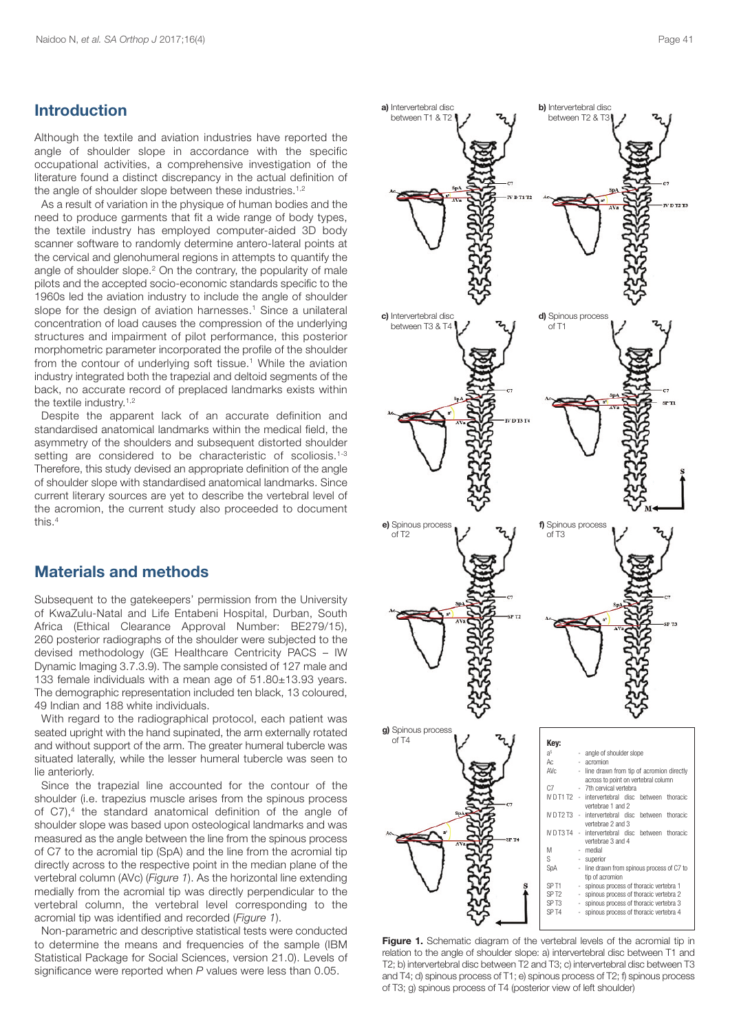## Introduction

Although the textile and aviation industries have reported the angle of shoulder slope in accordance with the specific occupational activities, a comprehensive investigation of the literature found a distinct discrepancy in the actual definition of the angle of shoulder slope between these industries.[1,2]

As a result of variation in the physique of human bodies and the need to produce garments that fit a wide range of body types, the textile industry has employed computer-aided 3D body scanner software to randomly determine antero-lateral points at the cervical and glenohumeral regions in attempts to quantify the angle of shoulder slope.[2] On the contrary, the popularity of male pilots and the accepted socio-economic standards specific to the 1960s led the aviation industry to include the angle of shoulder slope for the design of aviation harnesses.[1] Since a unilateral concentration of load causes the compression of the underlying structures and impairment of pilot performance, this posterior morphometric parameter incorporated the profile of the shoulder from the contour of underlying soft tissue.[1] While the aviation industry integrated both the trapezial and deltoid segments of the back, no accurate record of preplaced landmarks exists within the textile industry.[1,2]

Despite the apparent lack of an accurate definition and standardised anatomical landmarks within the medical field, the asymmetry of the shoulders and subsequent distorted shoulder setting are considered to be characteristic of scoliosis.[1-3] Therefore, this study devised an appropriate definition of the angle of shoulder slope with standardised anatomical landmarks. Since current literary sources are yet to describe the vertebral level of the acromion, the current study also proceeded to document this.[4]

## Materials and methods

Subsequent to the gatekeepers' permission from the University of KwaZulu-Natal and Life Entabeni Hospital, Durban, South Africa (Ethical Clearance Approval Number: BE279/15), 260 posterior radiographs of the shoulder were subjected to the devised methodology (GE Healthcare Centricity PACS – IW Dynamic Imaging 3.7.3.9). The sample consisted of 127 male and 133 female individuals with a mean age of 51.80±13.93 years. The demographic representation included ten black, 13 coloured, 49 Indian and 188 white individuals.

With regard to the radiographical protocol, each patient was seated upright with the hand supinated, the arm externally rotated and without support of the arm. The greater humeral tubercle was situated laterally, while the lesser humeral tubercle was seen to lie anteriorly.

Since the trapezial line accounted for the contour of the shoulder (i.e. trapezius muscle arises from the spinous process of C7),[4] the standard anatomical definition of the angle of shoulder slope was based upon osteological landmarks and was measured as the angle between the line from the spinous process of C7 to the acromial tip (SpA) and the line from the acromial tip directly across to the respective point in the median plane of the vertebral column (AVc) (*Figure 1*). As the horizontal line extending medially from the acromial tip was directly perpendicular to the vertebral column, the vertebral level corresponding to the acromial tip was identified and recorded (*Figure 1*).

Non-parametric and descriptive statistical tests were conducted to determine the means and frequencies of the sample (IBM Statistical Package for Social Sciences, version 21.0). Levels of significance were reported when *P* values were less than 0.05.

**Figure 1.** Schematic diagram of the vertebral levels of the acromial tip in relation to the angle of shoulder slope: a) intervertebral disc between T1 and T2; b) intervertebral disc between T2 and T3; c) intervertebral disc between T3 and T4; d) spinous process of T1; e) spinous process of T2; f) spinous process of T3; g) spinous process of T4 (posterior view of left shoulder)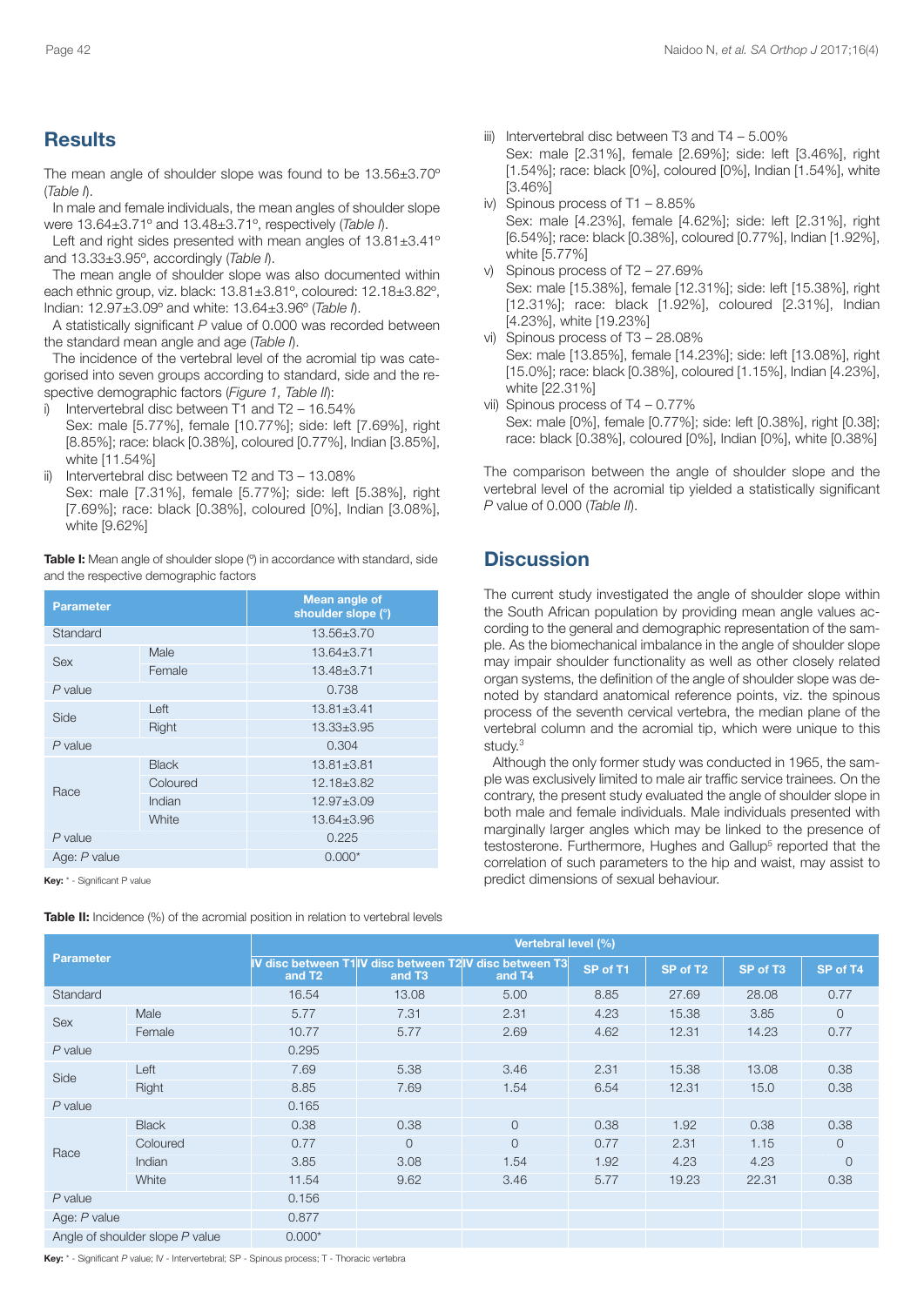## Results

The mean angle of shoulder slope was found to be 13.56±3.70° (*Table I*).

In male and female individuals, the mean angles of shoulder slope were 13.64±3.71° and 13.48±3.71°, respectively (*Table I*).

Left and right sides presented with mean angles of 13.81±3.41° and 13.33±3.95°, accordingly (*Table I*).

The mean angle of shoulder slope was also documented within each ethnic group, viz. black: 13.81±3.81°, coloured: 12.18±3.82°, Indian: 12.97±3.09° and white: 13.64±3.96° (*Table I*).

A statistically significant *P* value of 0.000 was recorded between the standard mean angle and age (*Table I*).

The incidence of the vertebral level of the acromial tip was categorised into seven groups according to standard, side and the respective demographic factors (*Figure 1, Table II*):

i) Intervertebral disc between T1 and T2 – 16.54%
Sex: male [5.77%], female [10.77%]; side: left [7.69%], right [8.85%]; race: black [0.38%], coloured [0.77%], Indian [3.85%], white [11.54%]

ii) Intervertebral disc between T2 and T3 – 13.08%
Sex: male [7.31%], female [5.77%]; side: left [5.38%], right [7.69%]; race: black [0.38%], coloured [0%], Indian [3.08%], white [9.62%]

iii) Intervertebral disc between T3 and T4 – 5.00%
Sex: male [2.31%], female [2.69%]; side: left [3.46%], right [1.54%]; race: black [0%], coloured [0%], Indian [1.54%], white [3.46%]

iv) Spinous process of T1 – 8.85%
Sex: male [4.23%], female [4.62%]; side: left [2.31%], right [6.54%]; race: black [0.38%], coloured [0.77%], Indian [1.92%], white [5.77%]

v) Spinous process of T2 – 27.69%
Sex: male [15.38%], female [12.31%]; side: left [15.38%], right [12.31%]; race: black [1.92%], coloured [2.31%], Indian [4.23%], white [19.23%]

vi) Spinous process of T3 – 28.08%
Sex: male [13.85%], female [14.23%]; side: left [13.08%], right [15.0%]; race: black [0.38%], coloured [1.15%], Indian [4.23%], white [22.31%]

vii) Spinous process of T4 – 0.77%
Sex: male [0%], female [0.77%]; side: left [0.38%], right [0.38]; race: black [0.38%], coloured [0%], Indian [0%], white [0.38%]

The comparison between the angle of shoulder slope and the vertebral level of the acromial tip yielded a statistically significant *P* value of 0.000 (*Table II*).

**Table I:** Mean angle of shoulder slope (°) in accordance with standard, side and the respective demographic factors

| Parameter | | Mean angle of shoulder slope (°) |
|---|---|---|
| Standard | | 13.56±3.70 |
| Sex | Male | 13.64±3.71 |
| | Female | 13.48±3.71 |
| *P* value | | 0.738 |
| Side | Left | 13.81±3.41 |
| | Right | 13.33±3.95 |
| *P* value | | 0.304 |
| Race | Black | 13.81±3.81 |
| | Coloured | 12.18±3.82 |
| | Indian | 12.97±3.09 |
| | White | 13.64±3.96 |
| *P* value | | 0.225 |
| Age: *P* value | | 0.000* |

**Key:** * - Significant P value

**Table II:** Incidence (%) of the acromial position in relation to vertebral levels

| Parameter | | Vertebral level (%) | | | | | | |
|---|---|---|---|---|---|---|---|---|
| | | IV disc between T1 and T2 | IV disc between T2 and T3 | IV disc between T3 and T4 | SP of T1 | SP of T2 | SP of T3 | SP of T4 |
| Standard | | 16.54 | 13.08 | 5.00 | 8.85 | 27.69 | 28.08 | 0.77 |
| Sex | Male | 5.77 | 7.31 | 2.31 | 4.23 | 15.38 | 3.85 | 0 |
| | Female | 10.77 | 5.77 | 2.69 | 4.62 | 12.31 | 14.23 | 0.77 |
| *P* value | | 0.295 | | | | | | |
| Side | Left | 7.69 | 5.38 | 3.46 | 2.31 | 15.38 | 13.08 | 0.38 |
| | Right | 8.85 | 7.69 | 1.54 | 6.54 | 12.31 | 15.0 | 0.38 |
| *P* value | | 0.165 | | | | | | |
| Race | Black | 0.38 | 0.38 | 0 | 0.38 | 1.92 | 0.38 | 0.38 |
| | Coloured | 0.77 | 0 | 0 | 0.77 | 2.31 | 1.15 | 0 |
| | Indian | 3.85 | 3.08 | 1.54 | 1.92 | 4.23 | 4.23 | 0 |
| | White | 11.54 | 9.62 | 3.46 | 5.77 | 19.23 | 22.31 | 0.38 |
| *P* value | | 0.156 | | | | | | |
| Age: *P* value | | 0.877 | | | | | | |
| Angle of shoulder slope *P* value | | 0.000* | | | | | | |

**Key:** * - Significant *P* value; IV - Intervertebral; SP - Spinous process; T - Thoracic vertebra

## Discussion

The current study investigated the angle of shoulder slope within the South African population by providing mean angle values according to the general and demographic representation of the sample. As the biomechanical imbalance in the angle of shoulder slope may impair shoulder functionality as well as other closely related organ systems, the definition of the angle of shoulder slope was denoted by standard anatomical reference points, viz. the spinous process of the seventh cervical vertebra, the median plane of the vertebral column and the acromial tip, which were unique to this study.[3]

Although the only former study was conducted in 1965, the sample was exclusively limited to male air traffic service trainees. On the contrary, the present study evaluated the angle of shoulder slope in both male and female individuals. Male individuals presented with marginally larger angles which may be linked to the presence of testosterone. Furthermore, Hughes and Gallup[5] reported that the correlation of such parameters to the hip and waist, may assist to predict dimensions of sexual behaviour.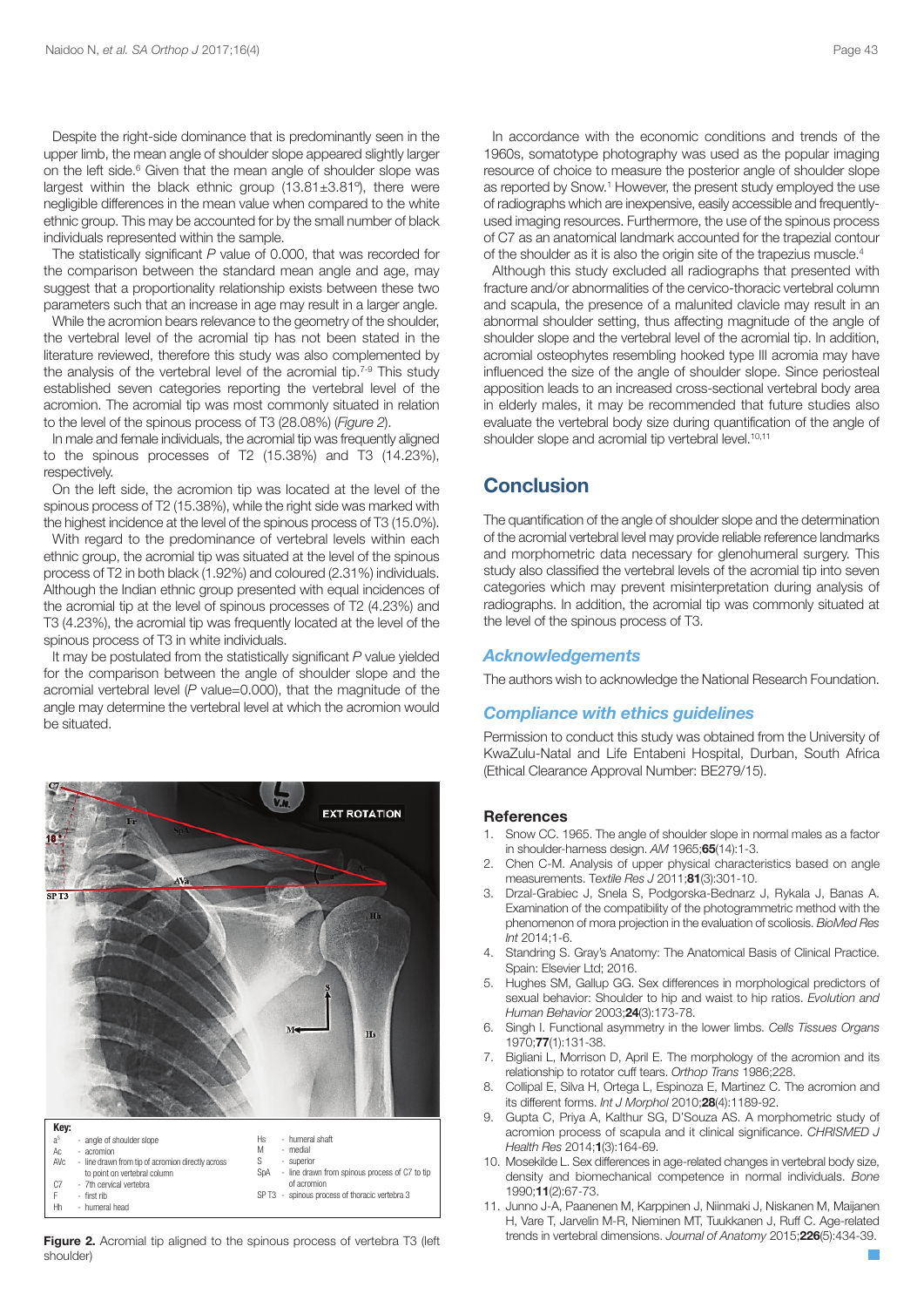Despite the right-side dominance that is predominantly seen in the upper limb, the mean angle of shoulder slope appeared slightly larger on the left side.[6] Given that the mean angle of shoulder slope was largest within the black ethnic group (13.81±3.81º), there were negligible differences in the mean value when compared to the white ethnic group. This may be accounted for by the small number of black individuals represented within the sample.

The statistically significant *P* value of 0.000, that was recorded for the comparison between the standard mean angle and age, may suggest that a proportionality relationship exists between these two parameters such that an increase in age may result in a larger angle.

While the acromion bears relevance to the geometry of the shoulder, the vertebral level of the acromial tip has not been stated in the literature reviewed, therefore this study was also complemented by the analysis of the vertebral level of the acromial tip.[7-9] This study established seven categories reporting the vertebral level of the acromion. The acromial tip was most commonly situated in relation to the level of the spinous process of T3 (28.08%) (*Figure 2*).

In male and female individuals, the acromial tip was frequently aligned to the spinous processes of T2 (15.38%) and T3 (14.23%), respectively.

On the left side, the acromion tip was located at the level of the spinous process of T2 (15.38%), while the right side was marked with the highest incidence at the level of the spinous process of T3 (15.0%).

With regard to the predominance of vertebral levels within each ethnic group, the acromial tip was situated at the level of the spinous process of T2 in both black (1.92%) and coloured (2.31%) individuals. Although the Indian ethnic group presented with equal incidences of the acromial tip at the level of spinous processes of T2 (4.23%) and T3 (4.23%), the acromial tip was frequently located at the level of the spinous process of T3 in white individuals.

It may be postulated from the statistically significant *P* value yielded for the comparison between the angle of shoulder slope and the acromial vertebral level (*P* value=0.000), that the magnitude of the angle may determine the vertebral level at which the acromion would be situated.

Key:

- a° - angle of shoulder slope
- Ac - acromion
- AVc - line drawn from tip of acromion directly across to point on vertebral column
- C7 - 7th cervical vertebra
- F - first rib
- Hh - humeral head
- Hs - humeral shaft
- M - medial
- S - superior
- SpA - line drawn from spinous process of C7 to tip of acromion
- SP T3 - spinous process of thoracic vertebra 3

**Figure 2.** Acromial tip aligned to the spinous process of vertebra T3 (left shoulder)

In accordance with the economic conditions and trends of the 1960s, somatotype photography was used as the popular imaging resource of choice to measure the posterior angle of shoulder slope as reported by Snow.[1] However, the present study employed the use of radiographs which are inexpensive, easily accessible and frequently-used imaging resources. Furthermore, the use of the spinous process of C7 as an anatomical landmark accounted for the trapezial contour of the shoulder as it is also the origin site of the trapezius muscle.[4]

Although this study excluded all radiographs that presented with fracture and/or abnormalities of the cervico-thoracic vertebral column and scapula, the presence of a malunited clavicle may result in an abnormal shoulder setting, thus affecting magnitude of the angle of shoulder slope and the vertebral level of the acromial tip. In addition, acromial osteophytes resembling hooked type III acromia may have influenced the size of the angle of shoulder slope. Since periosteal apposition leads to an increased cross-sectional vertebral body area in elderly males, it may be recommended that future studies also evaluate the vertebral body size during quantification of the angle of shoulder slope and acromial tip vertebral level.[10,11]

## Conclusion

The quantification of the angle of shoulder slope and the determination of the acromial vertebral level may provide reliable reference landmarks and morphometric data necessary for glenohumeral surgery. This study also classified the vertebral levels of the acromial tip into seven categories which may prevent misinterpretation during analysis of radiographs. In addition, the acromial tip was commonly situated at the level of the spinous process of T3.

### *Acknowledgements*

The authors wish to acknowledge the National Research Foundation.

### *Compliance with ethics guidelines*

Permission to conduct this study was obtained from the University of KwaZulu-Natal and Life Entabeni Hospital, Durban, South Africa (Ethical Clearance Approval Number: BE279/15).

### References

1. Snow CC. 1965. The angle of shoulder slope in normal males as a factor in shoulder-harness design. *AM* 1965;**65**(14):1-3.
2. Chen C-M. Analysis of upper physical characteristics based on angle measurements. *Textile Res J* 2011;**81**(3):301-10.
3. Drzal-Grabiec J, Snela S, Podgorska-Bednarz J, Rykala J, Banas A. Examination of the compatibility of the photogrammetric method with the phenomenon of mora projection in the evaluation of scoliosis. *BioMed Res Int* 2014;1-6.
4. Standring S. Gray's Anatomy: The Anatomical Basis of Clinical Practice. Spain: Elsevier Ltd; 2016.
5. Hughes SM, Gallup GG. Sex differences in morphological predictors of sexual behavior: Shoulder to hip and waist to hip ratios. *Evolution and Human Behavior* 2003;**24**(3):173-78.
6. Singh I. Functional asymmetry in the lower limbs. *Cells Tissues Organs* 1970;**77**(1):131-38.
7. Bigliani L, Morrison D, April E. The morphology of the acromion and its relationship to rotator cuff tears. *Orthop Trans* 1986;228.
8. Collipal E, Silva H, Ortega L, Espinoza E, Martinez C. The acromion and its different forms. *Int J Morphol* 2010;**28**(4):1189-92.
9. Gupta C, Priya A, Kalthur SG, D'Souza AS. A morphometric study of acromion process of scapula and it clinical significance. *CHRISMED J Health Res* 2014;**1**(3):164-69.
10. Mosekilde L. Sex differences in age-related changes in vertebral body size, density and biomechanical competence in normal individuals. *Bone* 1990;**11**(2):67-73.
11. Junno J-A, Paanenen M, Karppinen J, Niinmaki J, Niskanen M, Maijanen H, Vare T, Jarvelin M-R, Nieminen MT, Tuukkanen J, Ruff C. Age-related trends in vertebral dimensions. *Journal of Anatomy* 2015;**226**(5):434-39.